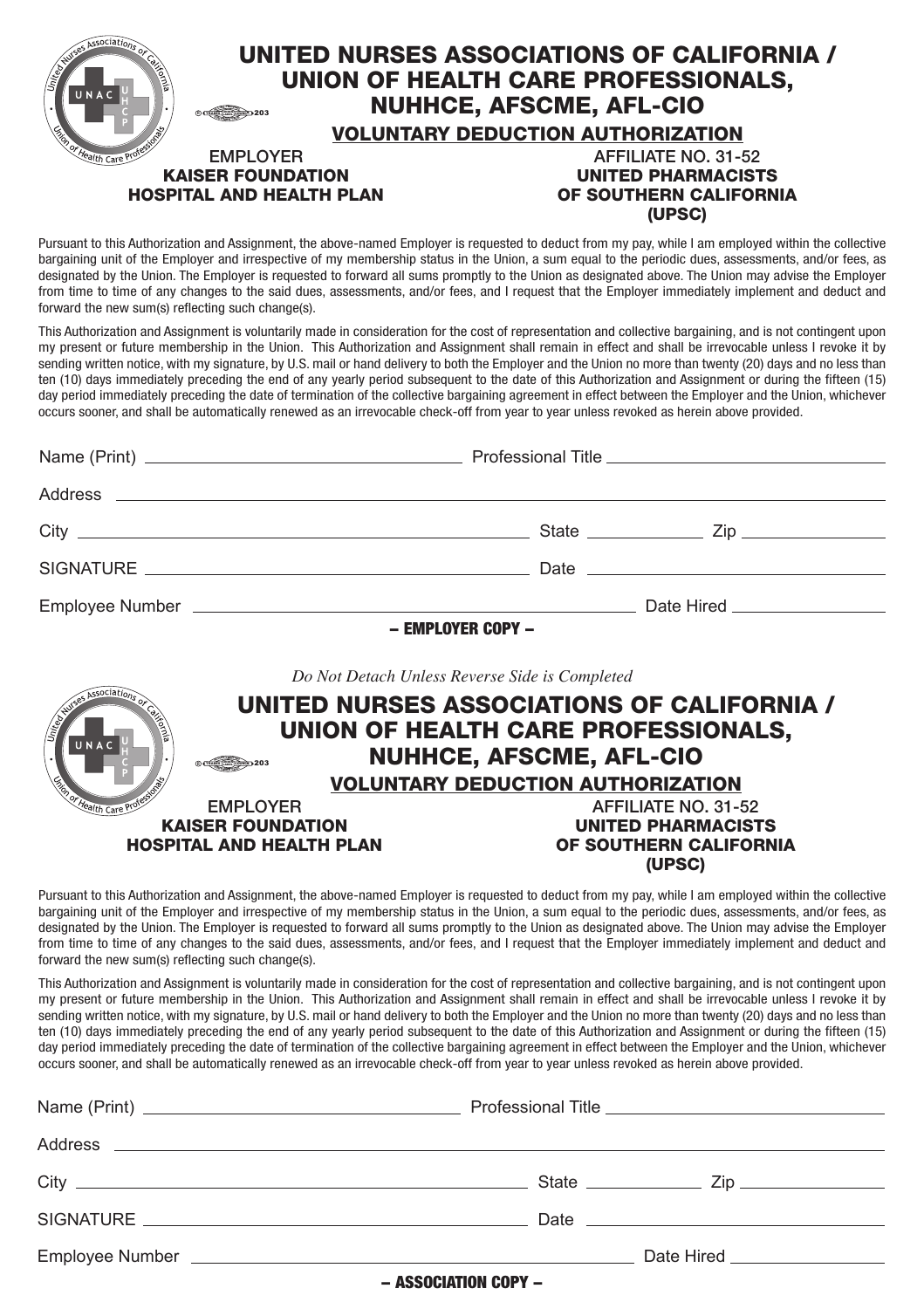# UNITED NURSES ASSOCIATIONS OF CALIFORNIA / UNION OF HEALTH CARE PROFESSIONALS, NUHHCE, AFSCME, AFL-CIO

## VOLUNTARY DEDUCTION AUTHORIZATION

EMPLOYER
**KAISER FOUNDATION HOSPITAL AND HEALTH PLAN**

AFFILIATE NO. 31-52
**UNITED PHARMACISTS OF SOUTHERN CALIFORNIA (UPSC)**

Pursuant to this Authorization and Assignment, the above-named Employer is requested to deduct from my pay, while I am employed within the collective bargaining unit of the Employer and irrespective of my membership status in the Union, a sum equal to the periodic dues, assessments, and/or fees, as designated by the Union. The Employer is requested to forward all sums promptly to the Union as designated above. The Union may advise the Employer from time to time of any changes to the said dues, assessments, and/or fees, and I request that the Employer immediately implement and deduct and forward the new sum(s) reflecting such change(s).

This Authorization and Assignment is voluntarily made in consideration for the cost of representation and collective bargaining, and is not contingent upon my present or future membership in the Union. This Authorization and Assignment shall remain in effect and shall be irrevocable unless I revoke it by sending written notice, with my signature, by U.S. mail or hand delivery to both the Employer and the Union no more than twenty (20) days and no less than ten (10) days immediately preceding the end of any yearly period subsequent to the date of this Authorization and Assignment or during the fifteen (15) day period immediately preceding the date of termination of the collective bargaining agreement in effect between the Employer and the Union, whichever occurs sooner, and shall be automatically renewed as an irrevocable check-off from year to year unless revoked as herein above provided.

Name (Print) ______________________ Professional Title ______________________

Address ______________________________________________

City ______________________ State __________ Zip __________

SIGNATURE ______________________ Date ______________________

Employee Number ______________________ Date Hired ______________

**– EMPLOYER COPY –**

*Do Not Detach Unless Reverse Side is Completed*

# UNITED NURSES ASSOCIATIONS OF CALIFORNIA / UNION OF HEALTH CARE PROFESSIONALS, NUHHCE, AFSCME, AFL-CIO

## VOLUNTARY DEDUCTION AUTHORIZATION

EMPLOYER
**KAISER FOUNDATION HOSPITAL AND HEALTH PLAN**

AFFILIATE NO. 31-52
**UNITED PHARMACISTS OF SOUTHERN CALIFORNIA (UPSC)**

Pursuant to this Authorization and Assignment, the above-named Employer is requested to deduct from my pay, while I am employed within the collective bargaining unit of the Employer and irrespective of my membership status in the Union, a sum equal to the periodic dues, assessments, and/or fees, as designated by the Union. The Employer is requested to forward all sums promptly to the Union as designated above. The Union may advise the Employer from time to time of any changes to the said dues, assessments, and/or fees, and I request that the Employer immediately implement and deduct and forward the new sum(s) reflecting such change(s).

This Authorization and Assignment is voluntarily made in consideration for the cost of representation and collective bargaining, and is not contingent upon my present or future membership in the Union. This Authorization and Assignment shall remain in effect and shall be irrevocable unless I revoke it by sending written notice, with my signature, by U.S. mail or hand delivery to both the Employer and the Union no more than twenty (20) days and no less than ten (10) days immediately preceding the end of any yearly period subsequent to the date of this Authorization and Assignment or during the fifteen (15) day period immediately preceding the date of termination of the collective bargaining agreement in effect between the Employer and the Union, whichever occurs sooner, and shall be automatically renewed as an irrevocable check-off from year to year unless revoked as herein above provided.

Name (Print) ______________________ Professional Title ______________________

Address ______________________________________________

City ______________________ State __________ Zip __________

SIGNATURE ______________________ Date ______________________

Employee Number ______________________ Date Hired ______________

**– ASSOCIATION COPY –**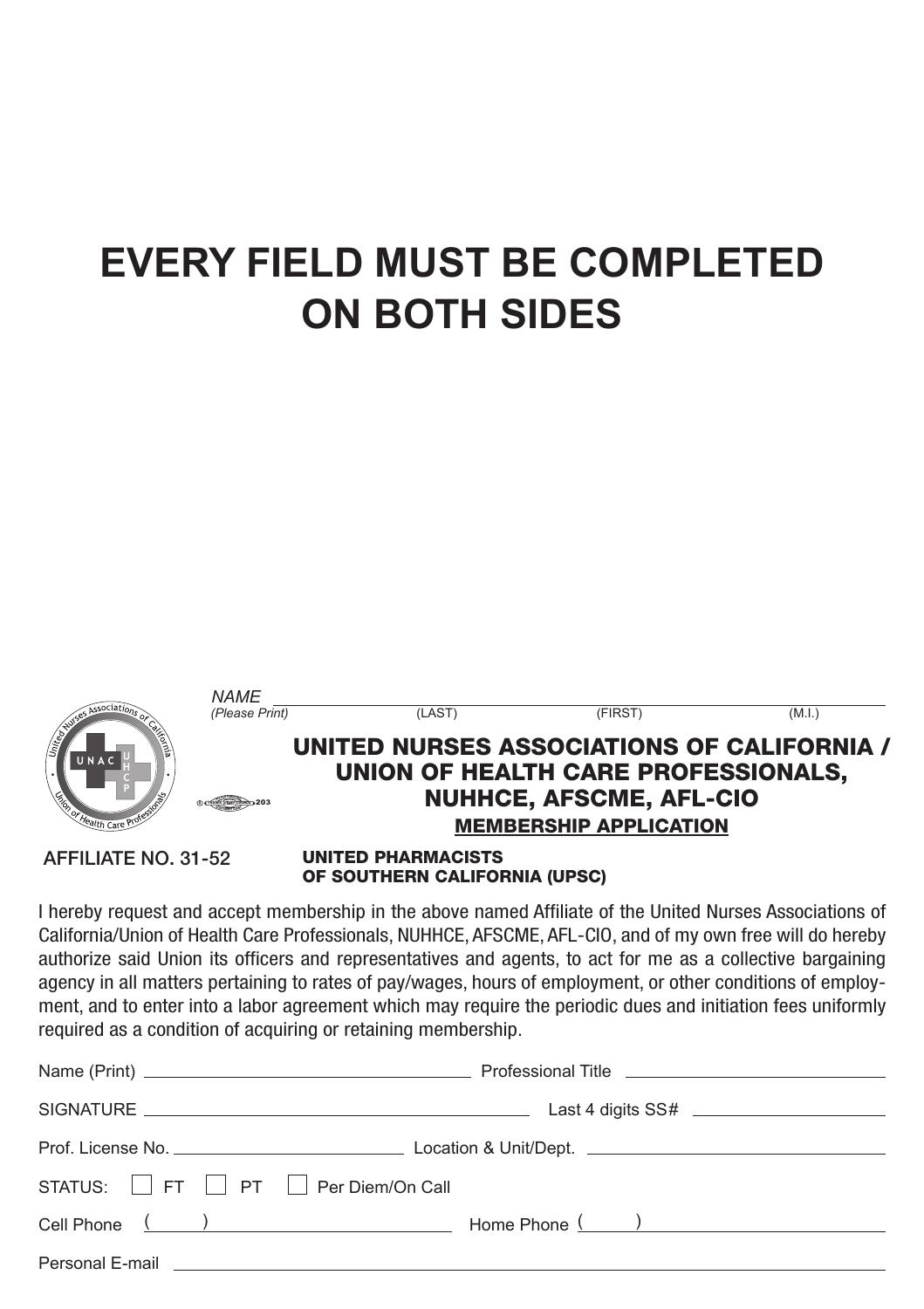# EVERY FIELD MUST BE COMPLETED ON BOTH SIDES

NAME (Please Print) ______________________ (LAST) ______________________ (FIRST) ______________________ (M.I.)

## UNITED NURSES ASSOCIATIONS OF CALIFORNIA / UNION OF HEALTH CARE PROFESSIONALS, NUHHCE, AFSCME, AFL-CIO

**MEMBERSHIP APPLICATION**

AFFILIATE NO. 31-52

**UNITED PHARMACISTS OF SOUTHERN CALIFORNIA (UPSC)**

I hereby request and accept membership in the above named Affiliate of the United Nurses Associations of California/Union of Health Care Professionals, NUHHCE, AFSCME, AFL-CIO, and of my own free will do hereby authorize said Union its officers and representatives and agents, to act for me as a collective bargaining agency in all matters pertaining to rates of pay/wages, hours of employment, or other conditions of employment, and to enter into a labor agreement which may require the periodic dues and initiation fees uniformly required as a condition of acquiring or retaining membership.

Name (Print) ______________________ Professional Title ______________________

SIGNATURE ______________________ Last 4 digits SS# ______________________

Prof. License No. ______________________ Location & Unit/Dept. ______________________

STATUS: ☐ FT ☐ PT ☐ Per Diem/On Call

Cell Phone ( ) ______________________ Home Phone ( ) ______________________

Personal E-mail ______________________